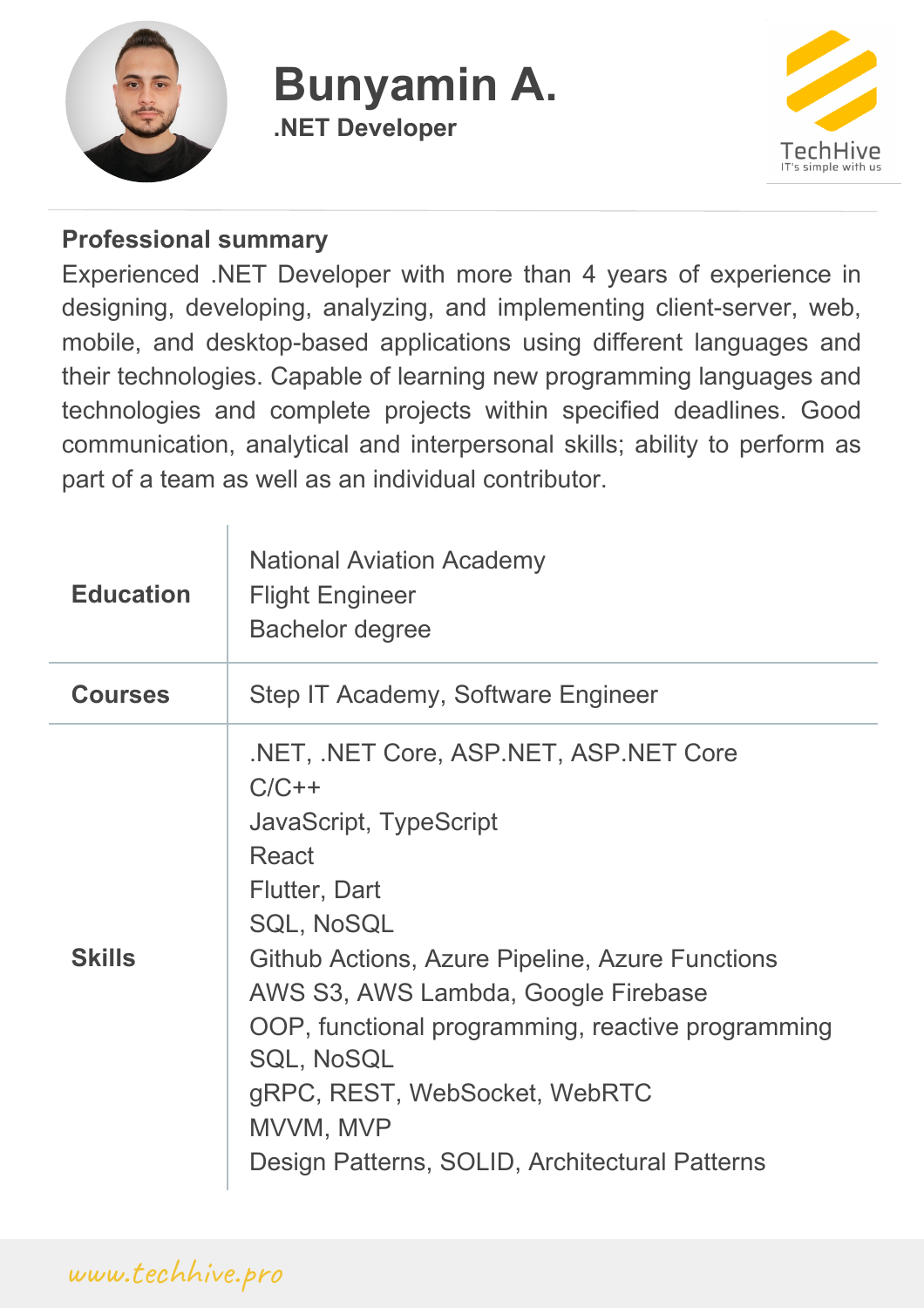# Bunyamin A.

**.NET Developer**

TechHive
IT's simple with us

**Professional summary**

Experienced .NET Developer with more than 4 years of experience in designing, developing, analyzing, and implementing client-server, web, mobile, and desktop-based applications using different languages and their technologies. Capable of learning new programming languages and technologies and complete projects within specified deadlines. Good communication, analytical and interpersonal skills; ability to perform as part of a team as well as an individual contributor.

| | |
|---|---|
| **Education** | National Aviation Academy<br>Flight Engineer<br>Bachelor degree |
| **Courses** | Step IT Academy, Software Engineer |
| **Skills** | .NET, .NET Core, ASP.NET, ASP.NET Core<br>C/C++<br>JavaScript, TypeScript<br>React<br>Flutter, Dart<br>SQL, NoSQL<br>Github Actions, Azure Pipeline, Azure Functions<br>AWS S3, AWS Lambda, Google Firebase<br>OOP, functional programming, reactive programming<br>SQL, NoSQL<br>gRPC, REST, WebSocket, WebRTC<br>MVVM, MVP<br>Design Patterns, SOLID, Architectural Patterns |

www.techhive.pro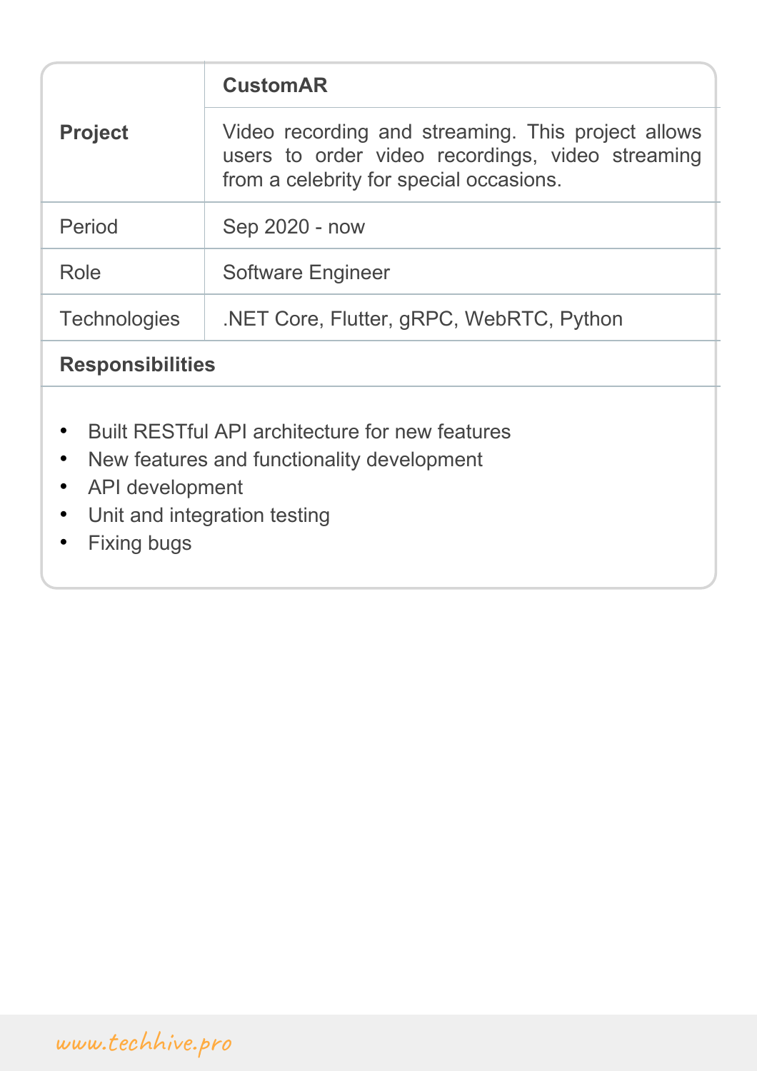| **Project** | **CustomAR** |
|---|---|
| | Video recording and streaming. This project allows users to order video recordings, video streaming from a celebrity for special occasions. |
| Period | Sep 2020 - now |
| Role | Software Engineer |
| Technologies | .NET Core, Flutter, gRPC, WebRTC, Python |

**Responsibilities**

- Built RESTful API architecture for new features
- New features and functionality development
- API development
- Unit and integration testing
- Fixing bugs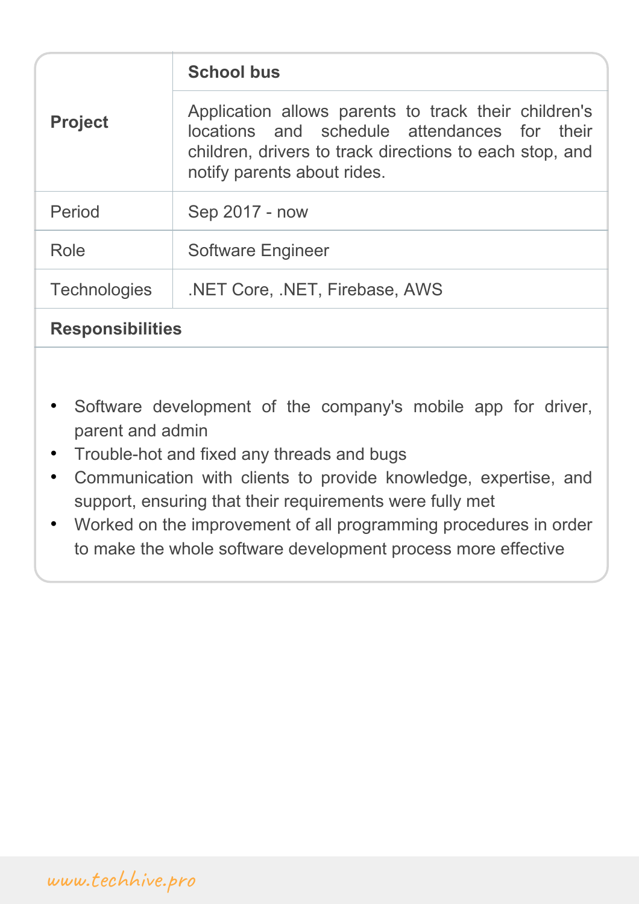| **Project** | **School bus** |
|---|---|
| | Application allows parents to track their children's locations and schedule attendances for their children, drivers to track directions to each stop, and notify parents about rides. |
| Period | Sep 2017 - now |
| Role | Software Engineer |
| Technologies | .NET Core, .NET, Firebase, AWS |

**Responsibilities**

- Software development of the company's mobile app for driver, parent and admin
- Trouble-hot and fixed any threads and bugs
- Communication with clients to provide knowledge, expertise, and support, ensuring that their requirements were fully met
- Worked on the improvement of all programming procedures in order to make the whole software development process more effective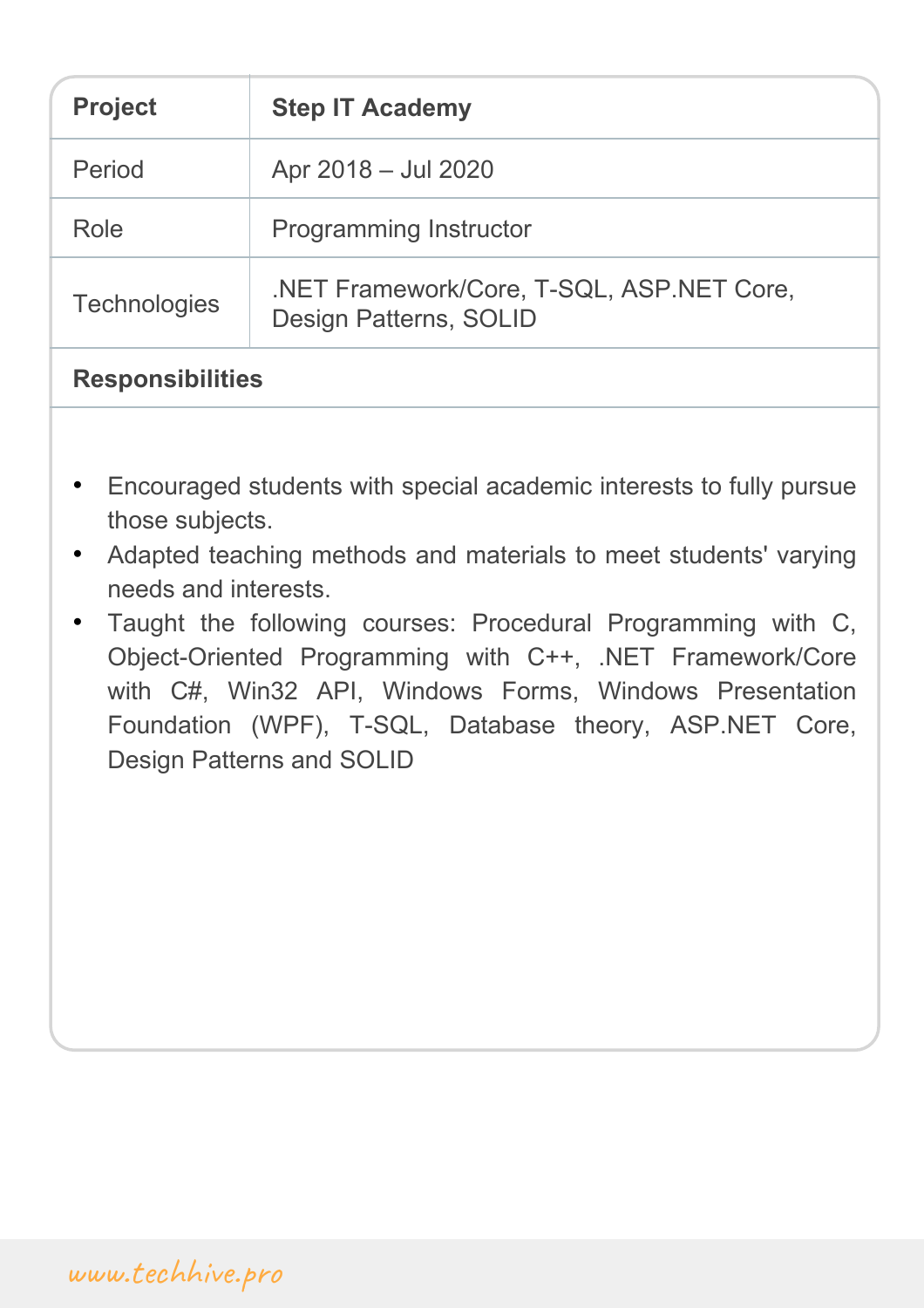| Project | Step IT Academy |
| --- | --- |
| Period | Apr 2018 – Jul 2020 |
| Role | Programming Instructor |
| Technologies | .NET Framework/Core, T-SQL, ASP.NET Core, Design Patterns, SOLID |

**Responsibilities**

- Encouraged students with special academic interests to fully pursue those subjects.
- Adapted teaching methods and materials to meet students' varying needs and interests.
- Taught the following courses: Procedural Programming with C, Object-Oriented Programming with C++, .NET Framework/Core with C#, Win32 API, Windows Forms, Windows Presentation Foundation (WPF), T-SQL, Database theory, ASP.NET Core, Design Patterns and SOLID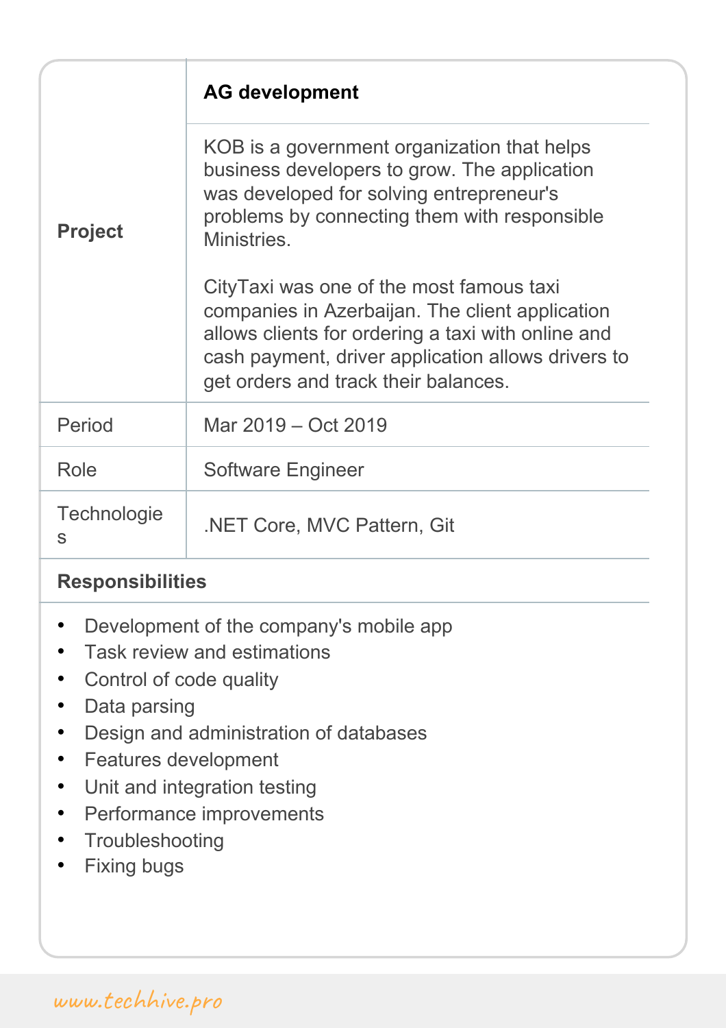| Project | **AG development** |
| --- | --- |
| | KOB is a government organization that helps business developers to grow. The application was developed for solving entrepreneur's problems by connecting them with responsible Ministries.<br><br>CityTaxi was one of the most famous taxi companies in Azerbaijan. The client application allows clients for ordering a taxi with online and cash payment, driver application allows drivers to get orders and track their balances. |
| Period | Mar 2019 – Oct 2019 |
| Role | Software Engineer |
| Technologies | .NET Core, MVC Pattern, Git |

**Responsibilities**

- Development of the company's mobile app
- Task review and estimations
- Control of code quality
- Data parsing
- Design and administration of databases
- Features development
- Unit and integration testing
- Performance improvements
- Troubleshooting
- Fixing bugs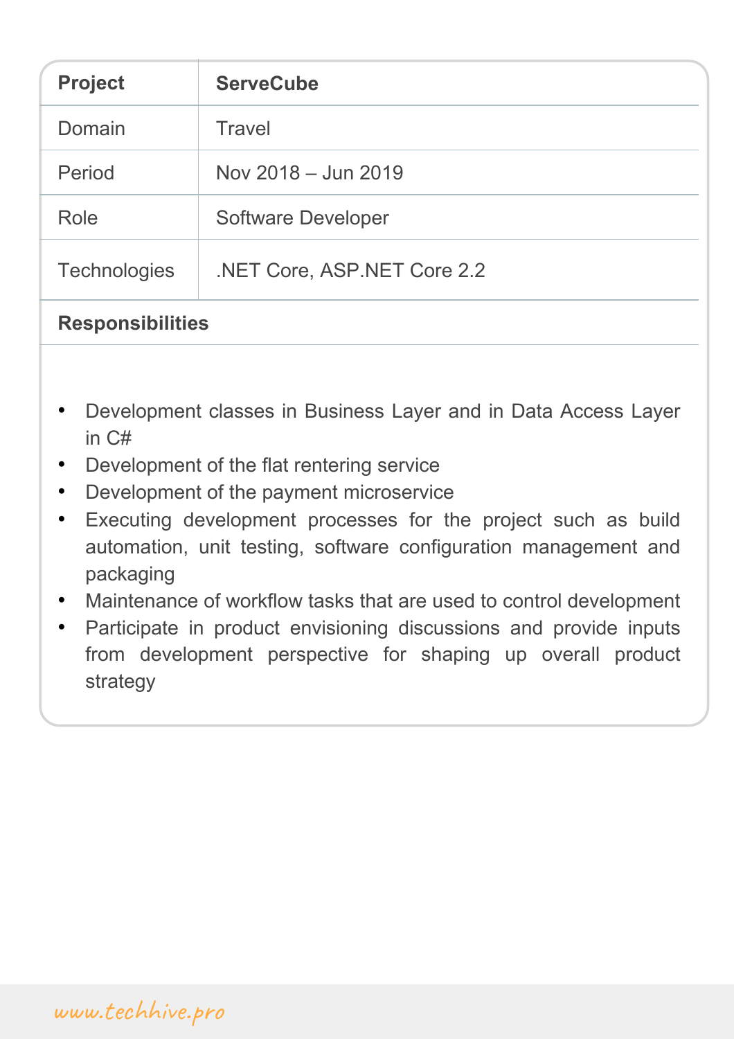| **Project** | **ServeCube** |
| --- | --- |
| Domain | Travel |
| Period | Nov 2018 – Jun 2019 |
| Role | Software Developer |
| Technologies | .NET Core, ASP.NET Core 2.2 |

**Responsibilities**

- Development classes in Business Layer and in Data Access Layer in C#
- Development of the flat rentering service
- Development of the payment microservice
- Executing development processes for the project such as build automation, unit testing, software configuration management and packaging
- Maintenance of workflow tasks that are used to control development
- Participate in product envisioning discussions and provide inputs from development perspective for shaping up overall product strategy